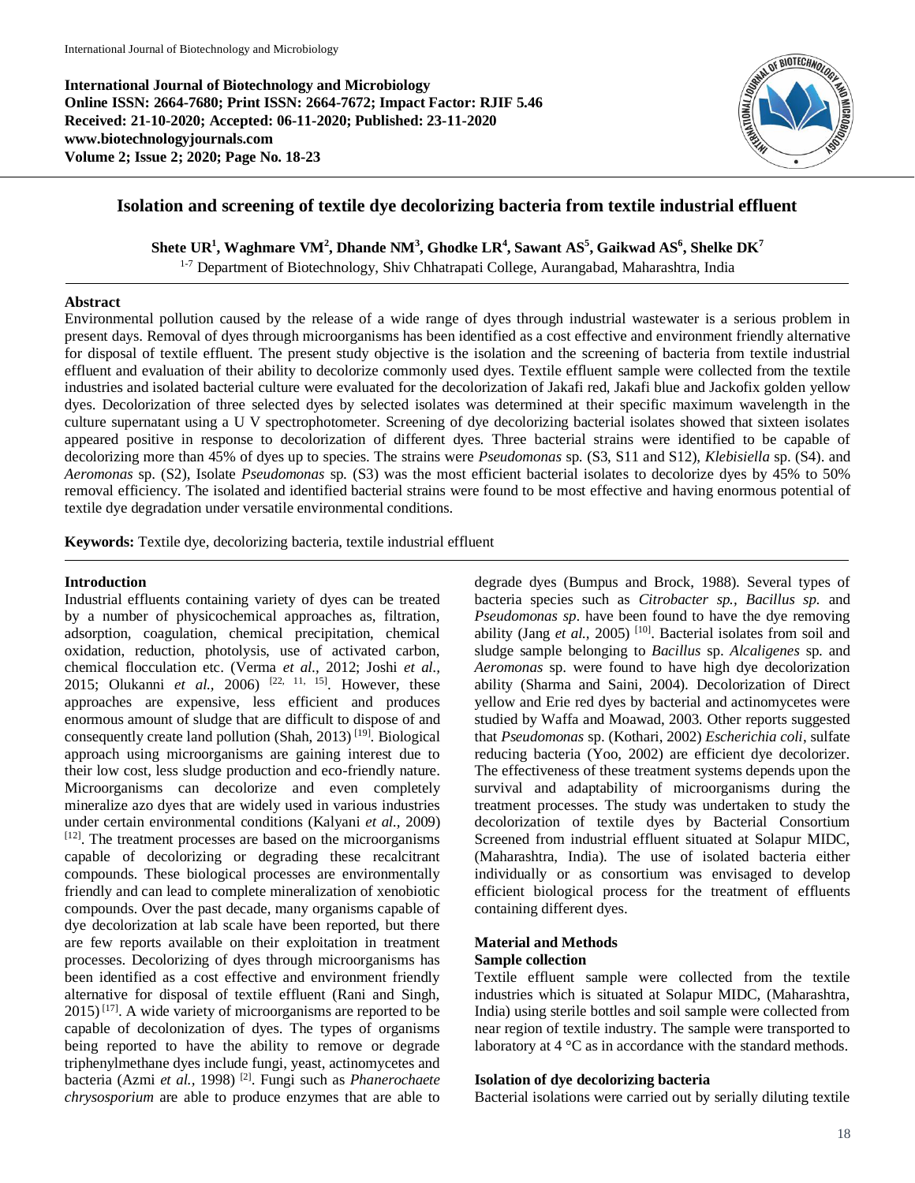**International Journal of Biotechnology and Microbiology**
**Online ISSN: 2664-7680; Print ISSN: 2664-7672; Impact Factor: RJIF 5.46**
**Received: 21-10-2020; Accepted: 06-11-2020; Published: 23-11-2020**
**www.biotechnologyjournals.com**
**Volume 2; Issue 2; 2020; Page No. 18-23**

# Isolation and screening of textile dye decolorizing bacteria from textile industrial effluent

**Shete UR[1], Waghmare VM[2], Dhande NM[3], Ghodke LR[4], Sawant AS[5], Gaikwad AS[6], Shelke DK[7]**

[1-7] Department of Biotechnology, Shiv Chhatrapati College, Aurangabad, Maharashtra, India

## Abstract

Environmental pollution caused by the release of a wide range of dyes through industrial wastewater is a serious problem in present days. Removal of dyes through microorganisms has been identified as a cost effective and environment friendly alternative for disposal of textile effluent. The present study objective is the isolation and the screening of bacteria from textile industrial effluent and evaluation of their ability to decolorize commonly used dyes. Textile effluent sample were collected from the textile industries and isolated bacterial culture were evaluated for the decolorization of Jakafi red, Jakafi blue and Jackofix golden yellow dyes. Decolorization of three selected dyes by selected isolates was determined at their specific maximum wavelength in the culture supernatant using a U V spectrophotometer. Screening of dye decolorizing bacterial isolates showed that sixteen isolates appeared positive in response to decolorization of different dyes. Three bacterial strains were identified to be capable of decolorizing more than 45% of dyes up to species. The strains were *Pseudomonas* sp. (S3, S11 and S12), *Klebisiella* sp. (S4). and *Aeromonas* sp. (S2), Isolate *Pseudomonas* sp. (S3) was the most efficient bacterial isolates to decolorize dyes by 45% to 50% removal efficiency. The isolated and identified bacterial strains were found to be most effective and having enormous potential of textile dye degradation under versatile environmental conditions.

**Keywords:** Textile dye, decolorizing bacteria, textile industrial effluent

## Introduction

Industrial effluents containing variety of dyes can be treated by a number of physicochemical approaches as, filtration, adsorption, coagulation, chemical precipitation, chemical oxidation, reduction, photolysis, use of activated carbon, chemical flocculation etc. (Verma *et al.,* 2012; Joshi *et al.,* 2015; Olukanni *et al.,* 2006) [22, 11, 15]. However, these approaches are expensive, less efficient and produces enormous amount of sludge that are difficult to dispose of and consequently create land pollution (Shah, 2013) [19]. Biological approach using microorganisms are gaining interest due to their low cost, less sludge production and eco-friendly nature. Microorganisms can decolorize and even completely mineralize azo dyes that are widely used in various industries under certain environmental conditions (Kalyani *et al.,* 2009) [12]. The treatment processes are based on the microorganisms capable of decolorizing or degrading these recalcitrant compounds. These biological processes are environmentally friendly and can lead to complete mineralization of xenobiotic compounds. Over the past decade, many organisms capable of dye decolorization at lab scale have been reported, but there are few reports available on their exploitation in treatment processes. Decolorizing of dyes through microorganisms has been identified as a cost effective and environment friendly alternative for disposal of textile effluent (Rani and Singh, 2015) [17]. A wide variety of microorganisms are reported to be capable of decolonization of dyes. The types of organisms being reported to have the ability to remove or degrade triphenylmethane dyes include fungi, yeast, actinomycetes and bacteria (Azmi *et al.,* 1998) [2]. Fungi such as *Phanerochaete chrysosporium* are able to produce enzymes that are able to degrade dyes (Bumpus and Brock, 1988). Several types of bacteria species such as *Citrobacter sp., Bacillus sp.* and *Pseudomonas sp*. have been found to have the dye removing ability (Jang *et al.,* 2005) [10]. Bacterial isolates from soil and sludge sample belonging to *Bacillus* sp. *Alcaligenes* sp. and *Aeromonas* sp. were found to have high dye decolorization ability (Sharma and Saini, 2004). Decolorization of Direct yellow and Erie red dyes by bacterial and actinomycetes were studied by Waffa and Moawad, 2003. Other reports suggested that *Pseudomonas* sp. (Kothari, 2002) *Escherichia coli*, sulfate reducing bacteria (Yoo, 2002) are efficient dye decolorizer. The effectiveness of these treatment systems depends upon the survival and adaptability of microorganisms during the treatment processes. The study was undertaken to study the decolorization of textile dyes by Bacterial Consortium Screened from industrial effluent situated at Solapur MIDC, (Maharashtra, India). The use of isolated bacteria either individually or as consortium was envisaged to develop efficient biological process for the treatment of effluents containing different dyes.

## Material and Methods

### Sample collection

Textile effluent sample were collected from the textile industries which is situated at Solapur MIDC, (Maharashtra, India) using sterile bottles and soil sample were collected from near region of textile industry. The sample were transported to laboratory at 4 °C as in accordance with the standard methods.

### Isolation of dye decolorizing bacteria

Bacterial isolations were carried out by serially diluting textile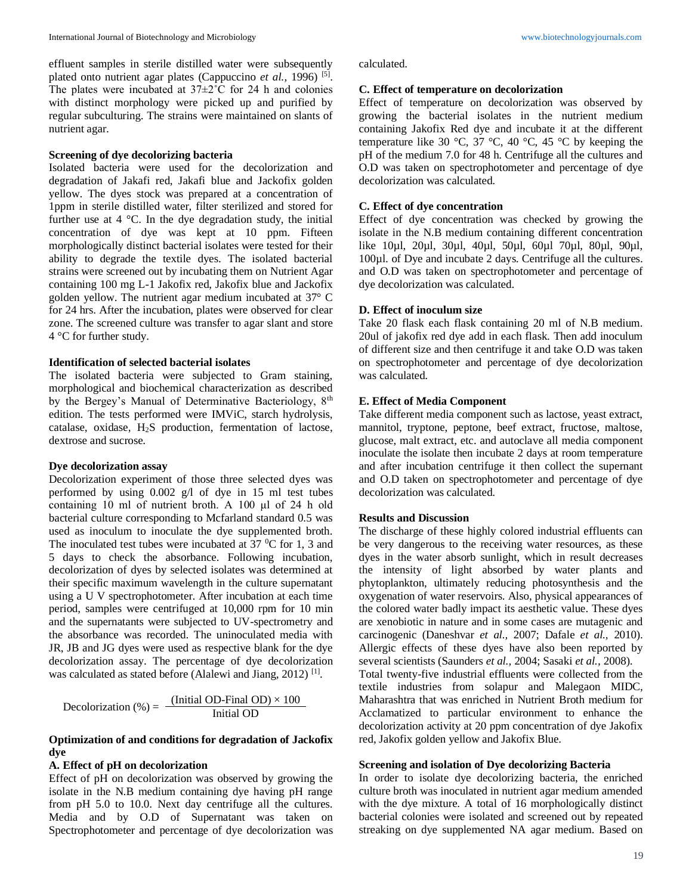effluent samples in sterile distilled water were subsequently plated onto nutrient agar plates (Cappuccino *et al.,* 1996) [5]. The plates were incubated at 37±2˚C for 24 h and colonies with distinct morphology were picked up and purified by regular subculturing. The strains were maintained on slants of nutrient agar.

**Screening of dye decolorizing bacteria**

Isolated bacteria were used for the decolorization and degradation of Jakafi red, Jakafi blue and Jackofix golden yellow. The dyes stock was prepared at a concentration of 1ppm in sterile distilled water, filter sterilized and stored for further use at 4 °C. In the dye degradation study, the initial concentration of dye was kept at 10 ppm. Fifteen morphologically distinct bacterial isolates were tested for their ability to degrade the textile dyes. The isolated bacterial strains were screened out by incubating them on Nutrient Agar containing 100 mg L-1 Jakofix red, Jakofix blue and Jackofix golden yellow. The nutrient agar medium incubated at 37° C for 24 hrs. After the incubation, plates were observed for clear zone. The screened culture was transfer to agar slant and store 4 °C for further study.

**Identification of selected bacterial isolates**

The isolated bacteria were subjected to Gram staining, morphological and biochemical characterization as described by the Bergey's Manual of Determinative Bacteriology, 8th edition. The tests performed were IMViC, starch hydrolysis, catalase, oxidase, $H_2S$ production, fermentation of lactose, dextrose and sucrose.

**Dye decolorization assay**

Decolorization experiment of those three selected dyes was performed by using 0.002 g/l of dye in 15 ml test tubes containing 10 ml of nutrient broth. A 100 µl of 24 h old bacterial culture corresponding to Mcfarland standard 0.5 was used as inoculum to inoculate the dye supplemented broth. The inoculated test tubes were incubated at 37 $^0$C for 1, 3 and 5 days to check the absorbance. Following incubation, decolorization of dyes by selected isolates was determined at their specific maximum wavelength in the culture supernatant using a U V spectrophotometer. After incubation at each time period, samples were centrifuged at 10,000 rpm for 10 min and the supernatants were subjected to UV-spectrometry and the absorbance was recorded. The uninoculated media with JR, JB and JG dyes were used as respective blank for the dye decolorization assay. The percentage of dye decolorization was calculated as stated before (Alalewi and Jiang, 2012) [1].

$$\text{Decolorization (\%)} = \frac{(\text{Initial OD-Final OD}) \times 100}{\text{Initial OD}}$$

**Optimization of and conditions for degradation of Jackofix dye**

**A. Effect of pH on decolorization**

Effect of pH on decolorization was observed by growing the isolate in the N.B medium containing dye having pH range from pH 5.0 to 10.0. Next day centrifuge all the cultures. Media and by O.D of Supernatant was taken on Spectrophotometer and percentage of dye decolorization was calculated.

**C. Effect of temperature on decolorization**

Effect of temperature on decolorization was observed by growing the bacterial isolates in the nutrient medium containing Jakofix Red dye and incubate it at the different temperature like 30 °C, 37 °C, 40 °C, 45 °C by keeping the pH of the medium 7.0 for 48 h. Centrifuge all the cultures and O.D was taken on spectrophotometer and percentage of dye decolorization was calculated.

**C. Effect of dye concentration**

Effect of dye concentration was checked by growing the isolate in the N.B medium containing different concentration like 10µl, 20µl, 30µl, 40µl, 50µl, 60µl 70µl, 80µl, 90µl, 100µl. of Dye and incubate 2 days. Centrifuge all the cultures. and O.D was taken on spectrophotometer and percentage of dye decolorization was calculated.

**D. Effect of inoculum size**

Take 20 flask each flask containing 20 ml of N.B medium. 20ul of jakofix red dye add in each flask. Then add inoculum of different size and then centrifuge it and take O.D was taken on spectrophotometer and percentage of dye decolorization was calculated.

**E. Effect of Media Component**

Take different media component such as lactose, yeast extract, mannitol, tryptone, peptone, beef extract, fructose, maltose, glucose, malt extract, etc. and autoclave all media component inoculate the isolate then incubate 2 days at room temperature and after incubation centrifuge it then collect the supernant and O.D taken on spectrophotometer and percentage of dye decolorization was calculated.

**Results and Discussion**

The discharge of these highly colored industrial effluents can be very dangerous to the receiving water resources, as these dyes in the water absorb sunlight, which in result decreases the intensity of light absorbed by water plants and phytoplankton, ultimately reducing photosynthesis and the oxygenation of water reservoirs. Also, physical appearances of the colored water badly impact its aesthetic value. These dyes are xenobiotic in nature and in some cases are mutagenic and carcinogenic (Daneshvar *et al.,* 2007; Dafale *et al.,* 2010). Allergic effects of these dyes have also been reported by several scientists (Saunders *et al.,* 2004; Sasaki *et al.,* 2008).

Total twenty-five industrial effluents were collected from the textile industries from solapur and Malegaon MIDC, Maharashtra that was enriched in Nutrient Broth medium for Acclamatized to particular environment to enhance the decolorization activity at 20 ppm concentration of dye Jakofix red, Jakofix golden yellow and Jakofix Blue.

**Screening and isolation of Dye decolorizing Bacteria**

In order to isolate dye decolorizing bacteria, the enriched culture broth was inoculated in nutrient agar medium amended with the dye mixture. A total of 16 morphologically distinct bacterial colonies were isolated and screened out by repeated streaking on dye supplemented NA agar medium. Based on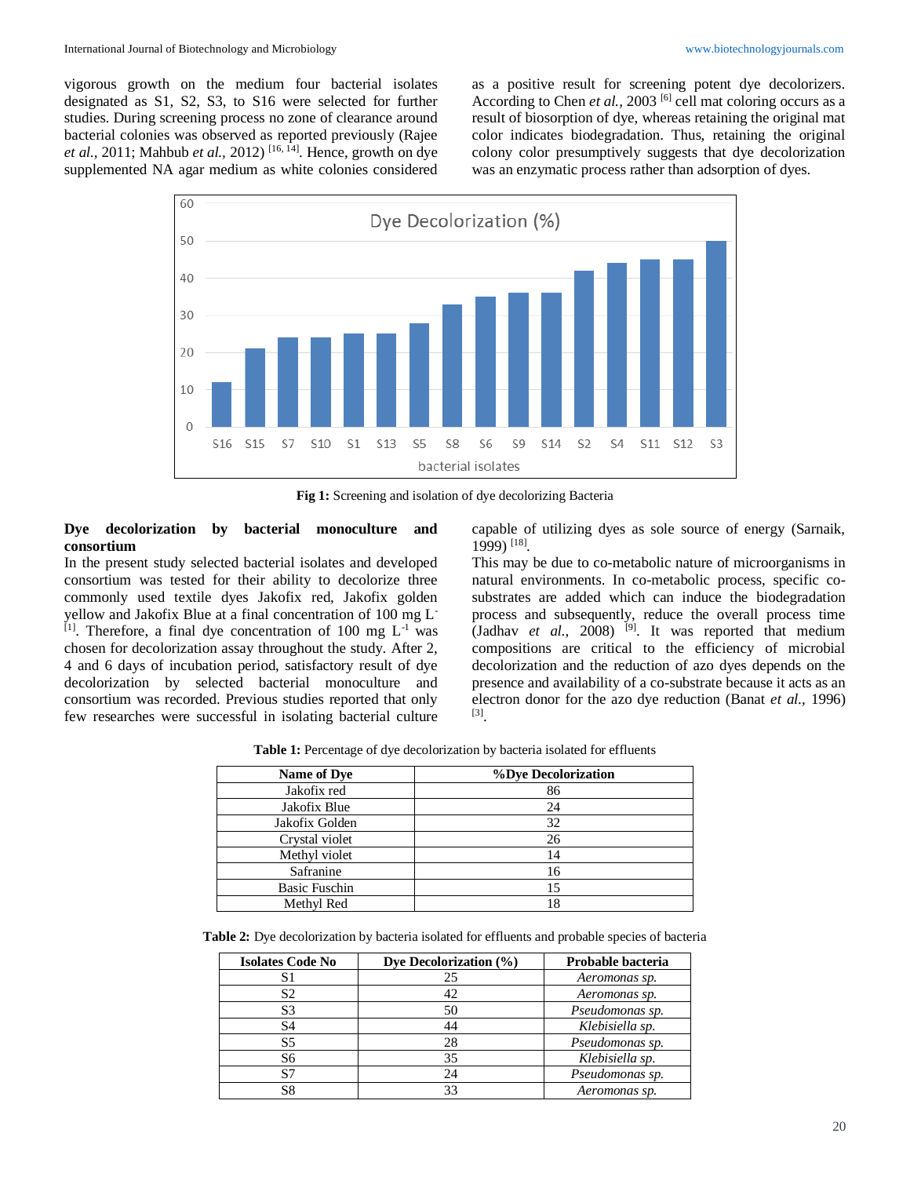vigorous growth on the medium four bacterial isolates designated as S1, S2, S3, to S16 were selected for further studies. During screening process no zone of clearance around bacterial colonies was observed as reported previously (Rajee *et al.*, 2011; Mahbub *et al.*, 2012) [16, 14]. Hence, growth on dye supplemented NA agar medium as white colonies considered as a positive result for screening potent dye decolorizers. According to Chen *et al.*, 2003 [6] cell mat coloring occurs as a result of biosorption of dye, whereas retaining the original mat color indicates biodegradation. Thus, retaining the original colony color presumptively suggests that dye decolorization was an enzymatic process rather than adsorption of dyes.

| bacterial isolates | Dye Decolorization (%) |
|---|---|
| S16 | 12 |
| S15 | 21 |
| S7 | 24 |
| S10 | 24 |
| S1 | 25 |
| S13 | 25 |
| S5 | 28 |
| S8 | 33 |
| S6 | 35 |
| S9 | 36 |
| S14 | 36 |
| S2 | 42 |
| S4 | 44 |
| S11 | 45 |
| S12 | 45 |
| S3 | 50 |

**Fig 1:** Screening and isolation of dye decolorizing Bacteria

**Dye decolorization by bacterial monoculture and consortium**

In the present study selected bacterial isolates and developed consortium was tested for their ability to decolorize three commonly used textile dyes Jakofix red, Jakofix golden yellow and Jakofix Blue at a final concentration of 100 mg $L^{-1}$ [1]. Therefore, a final dye concentration of 100 mg $L^{-1}$ was chosen for decolorization assay throughout the study. After 2, 4 and 6 days of incubation period, satisfactory result of dye decolorization by selected bacterial monoculture and consortium was recorded. Previous studies reported that only few researches were successful in isolating bacterial culture capable of utilizing dyes as sole source of energy (Sarnaik, 1999) [18].

This may be due to co-metabolic nature of microorganisms in natural environments. In co-metabolic process, specific co-substrates are added which can induce the biodegradation process and subsequently, reduce the overall process time (Jadhav *et al.*, 2008) [9]. It was reported that medium compositions are critical to the efficiency of microbial decolorization and the reduction of azo dyes depends on the presence and availability of a co-substrate because it acts as an electron donor for the azo dye reduction (Banat *et al.*, 1996) [3].

**Table 1:** Percentage of dye decolorization by bacteria isolated for effluents

| Name of Dye | %Dye Decolorization |
|---|---|
| Jakofix red | 86 |
| Jakofix Blue | 24 |
| Jakofix Golden | 32 |
| Crystal violet | 26 |
| Methyl violet | 14 |
| Safranine | 16 |
| Basic Fuschin | 15 |
| Methyl Red | 18 |

**Table 2:** Dye decolorization by bacteria isolated for effluents and probable species of bacteria

| Isolates Code No | Dye Decolorization (%) | Probable bacteria |
|---|---|---|
| S1 | 25 | *Aeromonas sp.* |
| S2 | 42 | *Aeromonas sp.* |
| S3 | 50 | *Pseudomonas sp.* |
| S4 | 44 | *Klebisiella sp.* |
| S5 | 28 | *Pseudomonas sp.* |
| S6 | 35 | *Klebisiella sp.* |
| S7 | 24 | *Pseudomonas sp.* |
| S8 | 33 | *Aeromonas sp.* |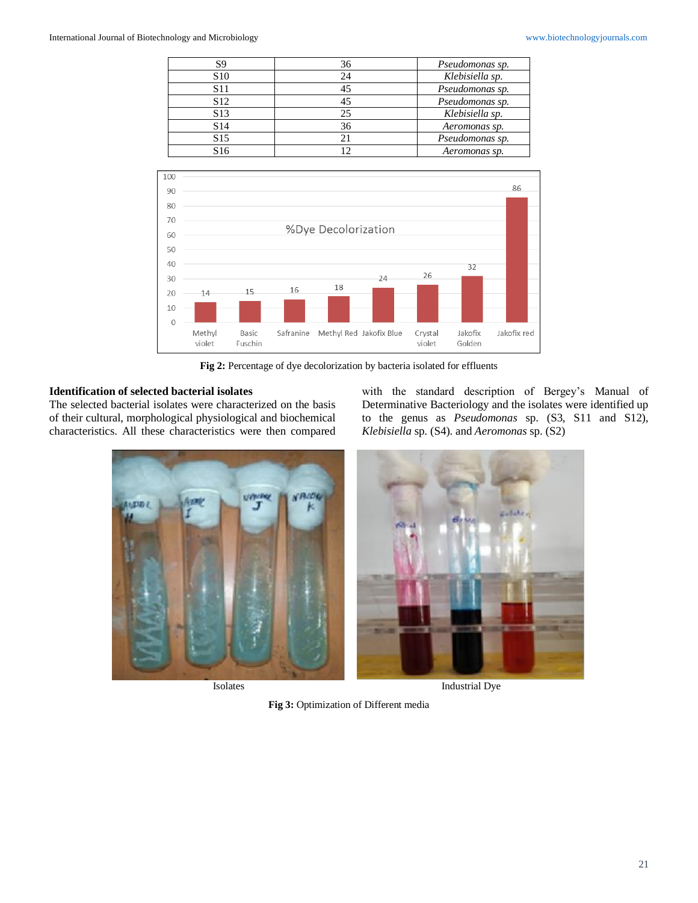| S9 | 36 | *Pseudomonas sp.* |
|---|---|---|
| S10 | 24 | *Klebisiella sp.* |
| S11 | 45 | *Pseudomonas sp.* |
| S12 | 45 | *Pseudomonas sp.* |
| S13 | 25 | *Klebisiella sp.* |
| S14 | 36 | *Aeromonas sp.* |
| S15 | 21 | *Pseudomonas sp.* |
| S16 | 12 | *Aeromonas sp.* |

**Fig 2:** Percentage of dye decolorization by bacteria isolated for effluents

### Identification of selected bacterial isolates

The selected bacterial isolates were characterized on the basis of their cultural, morphological physiological and biochemical characteristics. All these characteristics were then compared with the standard description of Bergey's Manual of Determinative Bacteriology and the isolates were identified up to the genus as *Pseudomonas* sp. (S3, S11 and S12), *Klebisiella* sp. (S4). and *Aeromonas* sp. (S2)

Isolates

Industrial Dye

**Fig 3:** Optimization of Different media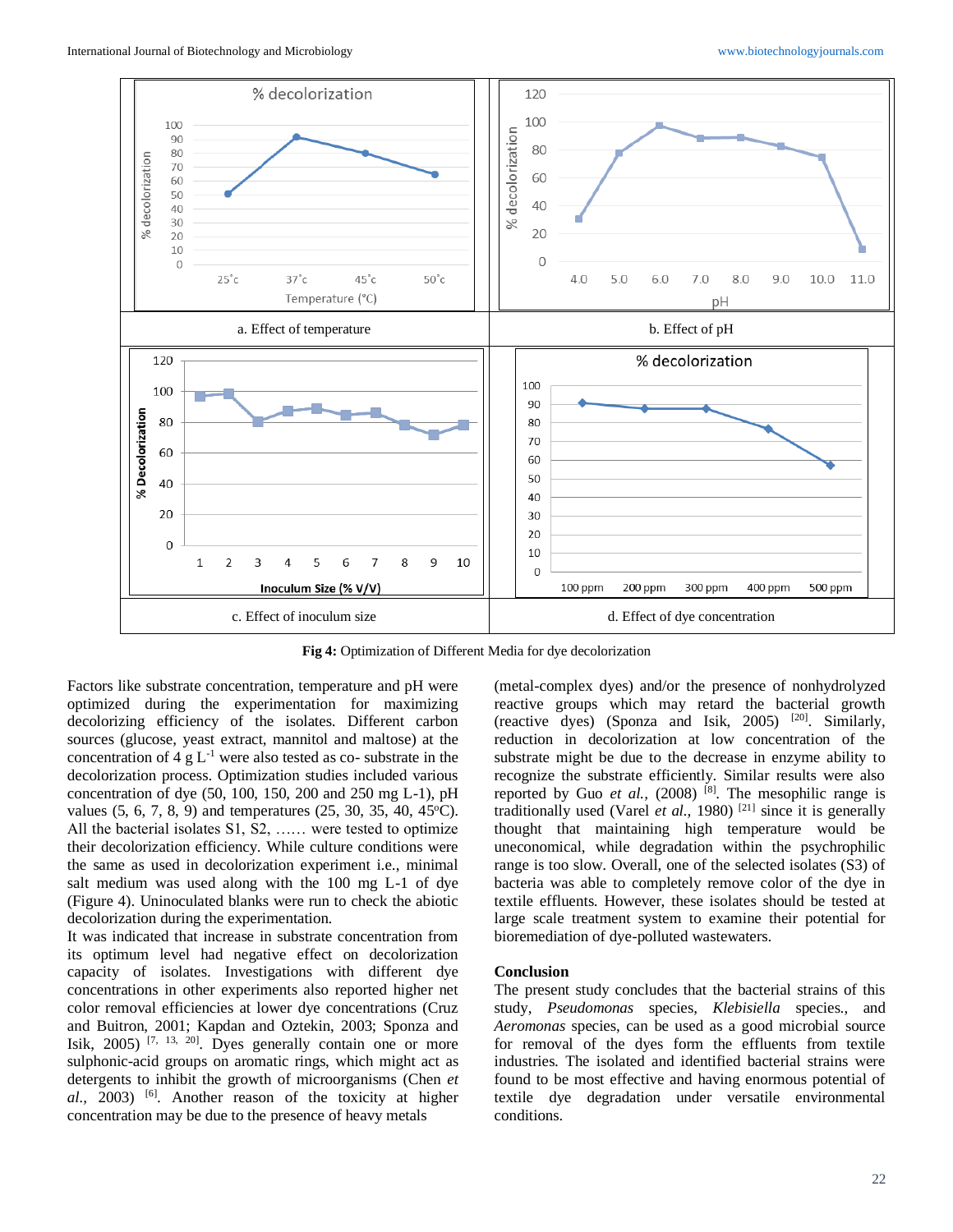a. Effect of temperature

b. Effect of pH

c. Effect of inoculum size

d. Effect of dye concentration

**Fig 4:** Optimization of Different Media for dye decolorization

Factors like substrate concentration, temperature and pH were optimized during the experimentation for maximizing decolorizing efficiency of the isolates. Different carbon sources (glucose, yeast extract, mannitol and maltose) at the concentration of 4 g $L^{-1}$ were also tested as co- substrate in the decolorization process. Optimization studies included various concentration of dye (50, 100, 150, 200 and 250 mg L-1), pH values (5, 6, 7, 8, 9) and temperatures (25, 30, 35, 40, 45°C). All the bacterial isolates S1, S2, …… were tested to optimize their decolorization efficiency. While culture conditions were the same as used in decolorization experiment i.e., minimal salt medium was used along with the 100 mg L-1 of dye (Figure 4). Uninoculated blanks were run to check the abiotic decolorization during the experimentation.

It was indicated that increase in substrate concentration from its optimum level had negative effect on decolorization capacity of isolates. Investigations with different dye concentrations in other experiments also reported higher net color removal efficiencies at lower dye concentrations (Cruz and Buitron, 2001; Kapdan and Oztekin, 2003; Sponza and Isik, 2005) [7, 13, 20]. Dyes generally contain one or more sulphonic-acid groups on aromatic rings, which might act as detergents to inhibit the growth of microorganisms (Chen *et al.*, 2003) [6]. Another reason of the toxicity at higher concentration may be due to the presence of heavy metals (metal-complex dyes) and/or the presence of nonhydrolyzed reactive groups which may retard the bacterial growth (reactive dyes) (Sponza and Isik, 2005) [20]. Similarly, reduction in decolorization at low concentration of the substrate might be due to the decrease in enzyme ability to recognize the substrate efficiently. Similar results were also reported by Guo *et al.*, (2008) [8]. The mesophilic range is traditionally used (Varel *et al.*, 1980) [21] since it is generally thought that maintaining high temperature would be uneconomical, while degradation within the psychrophilic range is too slow. Overall, one of the selected isolates (S3) of bacteria was able to completely remove color of the dye in textile effluents. However, these isolates should be tested at large scale treatment system to examine their potential for bioremediation of dye-polluted wastewaters.

## Conclusion

The present study concludes that the bacterial strains of this study, *Pseudomonas* species, *Klebisiella* species., and *Aeromonas* species, can be used as a good microbial source for removal of the dyes form the effluents from textile industries. The isolated and identified bacterial strains were found to be most effective and having enormous potential of textile dye degradation under versatile environmental conditions.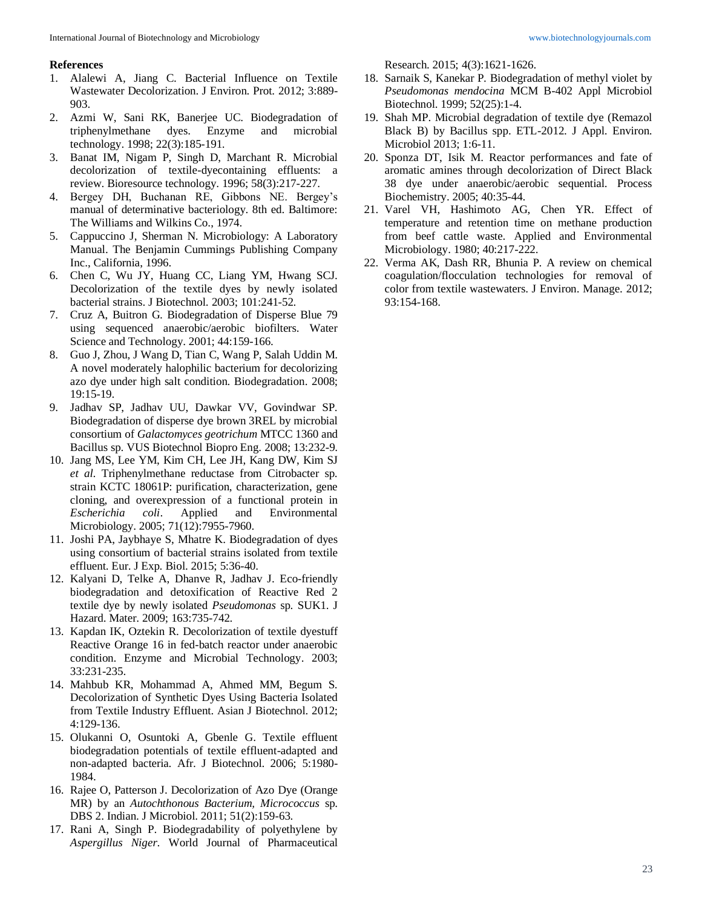## References

1. Alalewi A, Jiang C. Bacterial Influence on Textile Wastewater Decolorization. J Environ. Prot. 2012; 3:889-903.
2. Azmi W, Sani RK, Banerjee UC. Biodegradation of triphenylmethane dyes. Enzyme and microbial technology. 1998; 22(3):185-191.
3. Banat IM, Nigam P, Singh D, Marchant R. Microbial decolorization of textile-dyecontaining effluents: a review. Bioresource technology. 1996; 58(3):217-227.
4. Bergey DH, Buchanan RE, Gibbons NE. Bergey's manual of determinative bacteriology. 8th ed. Baltimore: The Williams and Wilkins Co., 1974.
5. Cappuccino J, Sherman N. Microbiology: A Laboratory Manual. The Benjamin Cummings Publishing Company Inc., California, 1996.
6. Chen C, Wu JY, Huang CC, Liang YM, Hwang SCJ. Decolorization of the textile dyes by newly isolated bacterial strains. J Biotechnol. 2003; 101:241-52.
7. Cruz A, Buitron G. Biodegradation of Disperse Blue 79 using sequenced anaerobic/aerobic biofilters. Water Science and Technology. 2001; 44:159-166.
8. Guo J, Zhou, J Wang D, Tian C, Wang P, Salah Uddin M. A novel moderately halophilic bacterium for decolorizing azo dye under high salt condition. Biodegradation. 2008; 19:15-19.
9. Jadhav SP, Jadhav UU, Dawkar VV, Govindwar SP. Biodegradation of disperse dye brown 3REL by microbial consortium of *Galactomyces geotrichum* MTCC 1360 and Bacillus sp. VUS Biotechnol Biopro Eng. 2008; 13:232-9.
10. Jang MS, Lee YM, Kim CH, Lee JH, Kang DW, Kim SJ *et al*. Triphenylmethane reductase from Citrobacter sp. strain KCTC 18061P: purification, characterization, gene cloning, and overexpression of a functional protein in *Escherichia coli*. Applied and Environmental Microbiology. 2005; 71(12):7955-7960.
11. Joshi PA, Jaybhaye S, Mhatre K. Biodegradation of dyes using consortium of bacterial strains isolated from textile effluent. Eur. J Exp. Biol. 2015; 5:36-40.
12. Kalyani D, Telke A, Dhanve R, Jadhav J. Eco-friendly biodegradation and detoxification of Reactive Red 2 textile dye by newly isolated *Pseudomonas* sp. SUK1. J Hazard. Mater. 2009; 163:735-742.
13. Kapdan IK, Oztekin R. Decolorization of textile dyestuff Reactive Orange 16 in fed-batch reactor under anaerobic condition. Enzyme and Microbial Technology. 2003; 33:231-235.
14. Mahbub KR, Mohammad A, Ahmed MM, Begum S. Decolorization of Synthetic Dyes Using Bacteria Isolated from Textile Industry Effluent. Asian J Biotechnol. 2012; 4:129-136.
15. Olukanni O, Osuntoki A, Gbenle G. Textile effluent biodegradation potentials of textile effluent-adapted and non-adapted bacteria. Afr. J Biotechnol. 2006; 5:1980-1984.
16. Rajee O, Patterson J. Decolorization of Azo Dye (Orange MR) by an *Autochthonous Bacterium, Micrococcus* sp. DBS 2. Indian. J Microbiol. 2011; 51(2):159-63.
17. Rani A, Singh P. Biodegradability of polyethylene by *Aspergillus Niger*. World Journal of Pharmaceutical Research. 2015; 4(3):1621-1626.
18. Sarnaik S, Kanekar P. Biodegradation of methyl violet by *Pseudomonas mendocina* MCM B-402 Appl Microbiol Biotechnol. 1999; 52(25):1-4.
19. Shah MP. Microbial degradation of textile dye (Remazol Black B) by Bacillus spp. ETL-2012. J Appl. Environ. Microbiol 2013; 1:6-11.
20. Sponza DT, Isik M. Reactor performances and fate of aromatic amines through decolorization of Direct Black 38 dye under anaerobic/aerobic sequential. Process Biochemistry. 2005; 40:35-44.
21. Varel VH, Hashimoto AG, Chen YR. Effect of temperature and retention time on methane production from beef cattle waste. Applied and Environmental Microbiology. 1980; 40:217-222.
22. Verma AK, Dash RR, Bhunia P. A review on chemical coagulation/flocculation technologies for removal of color from textile wastewaters. J Environ. Manage. 2012; 93:154-168.